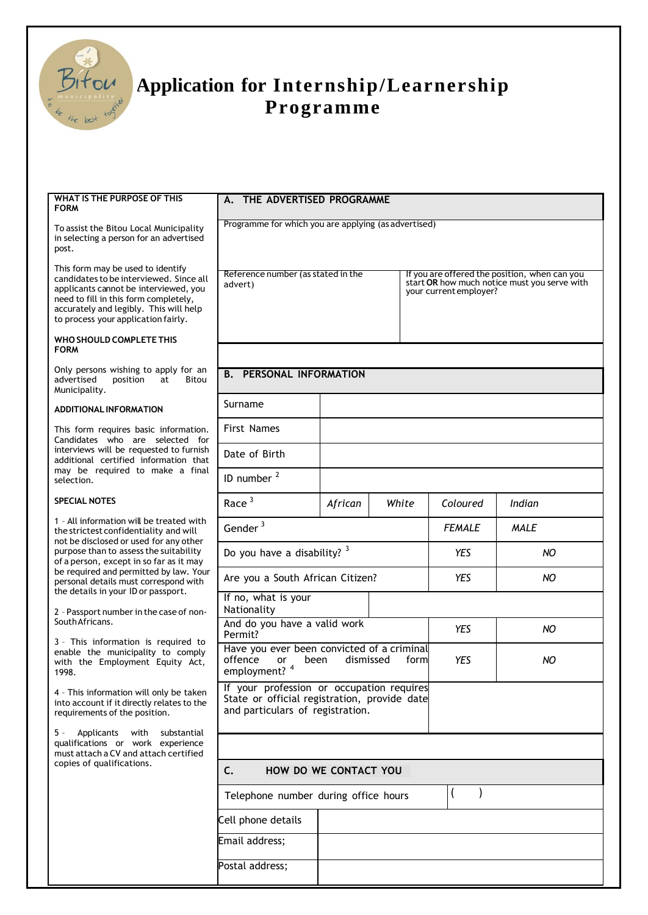# Application for Internship/Learnership Programme

**WHAT IS THE PURPOSE OF THIS FORM**

To assist the Bitou Local Municipality in selecting a person for an advertised post.

This form may be used to identify candidates to be interviewed. Since all applicants cannot be interviewed, you need to fill in this form completely, accurately and legibly. This will help to process your application fairly.

**WHO SHOULD COMPLETE THIS FORM**

Only persons wishing to apply for an advertised position at Bitou Municipality.

**ADDITIONAL INFORMATION**

This form requires basic information. Candidates who are selected for interviews will be requested to furnish additional certified information that may be required to make a final selection.

**SPECIAL NOTES**

1 - All information will be treated with the strictest confidentiality and will not be disclosed or used for any other purpose than to assess the suitability of a person, except in so far as it may be required and permitted by law. Your personal details must correspond with the details in your ID or passport.

2 - Passport number in the case of non-South Africans.

3 - This information is required to enable the municipality to comply with the Employment Equity Act, 1998.

4 - This information will only be taken into account if it directly relates to the requirements of the position.

5 - Applicants with substantial qualifications or work experience must attach a CV and attach certified copies of qualifications.

## A. THE ADVERTISED PROGRAMME

| Programme for which you are applying (as advertised) | |
|---|---|
| Reference number (as stated in the advert) | If you are offered the position, when can you start **OR** how much notice must you serve with your current employer? |

## B. PERSONAL INFORMATION

| | | | | |
|---|---|---|---|---|
| Surname | | | | |
| First Names | | | | |
| Date of Birth | | | | |
| ID number [2] | | | | |
| Race [3] | *African* | *White* | *Coloured* | *Indian* |
| Gender [3] | | | *FEMALE* | *MALE* |
| Do you have a disability? [3] | | | *YES* | *NO* |
| Are you a South African Citizen? | | | *YES* | *NO* |
| If no, what is your Nationality | | | | |
| And do you have a valid work Permit? | | | *YES* | *NO* |
| Have you ever been convicted of a criminal offence or been dismissed form employment? [4] | | | *YES* | *NO* |
| If your profession or occupation requires State or official registration, provide date and particulars of registration. | | | | |

## C. HOW DO WE CONTACT YOU

| | |
|---|---|
| Telephone number during office hours | ( ) |
| Cell phone details | |
| Email address; | |
| Postal address; | |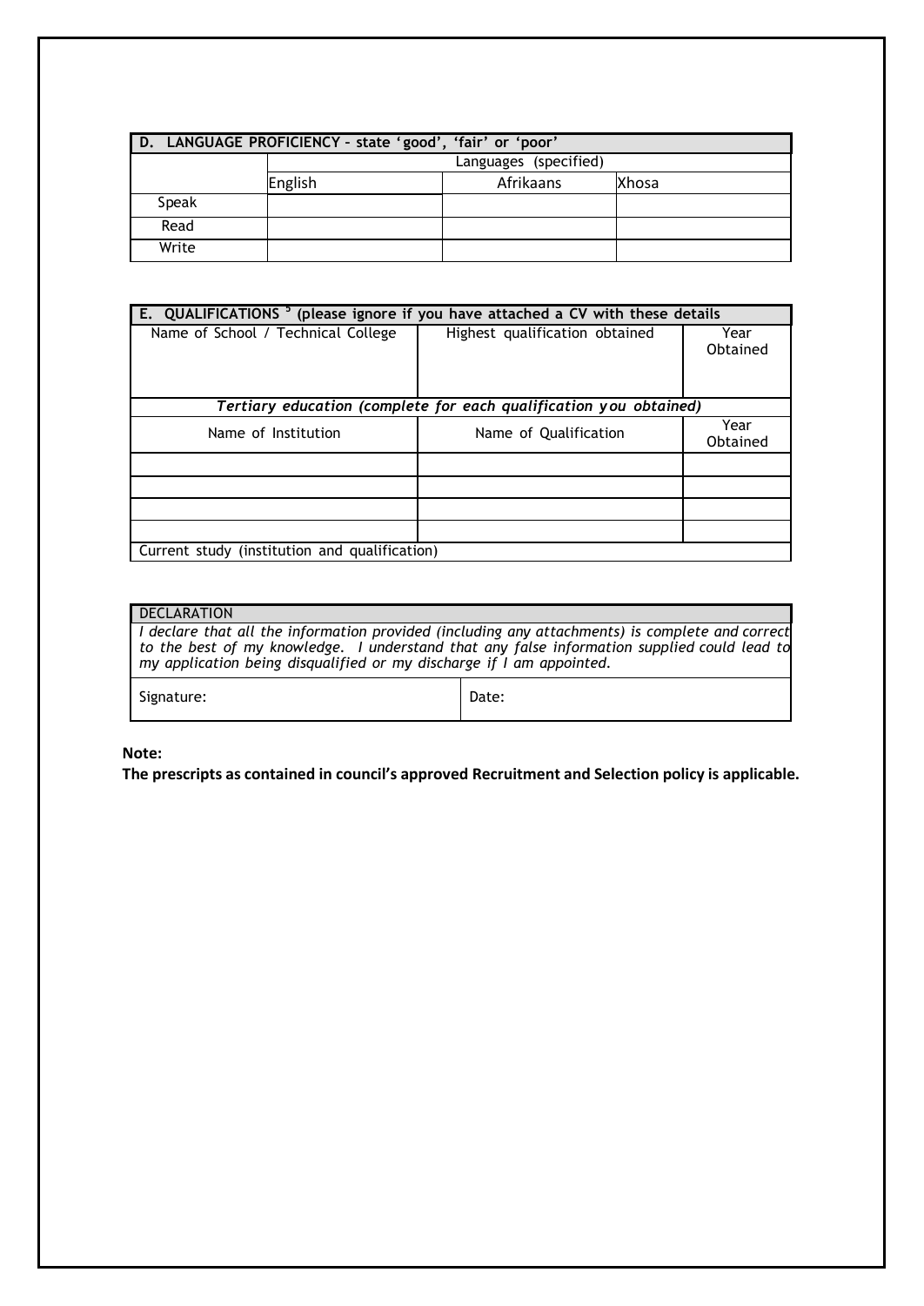| D. LANGUAGE PROFICIENCY – state 'good', 'fair' or 'poor' | | | |
|---|---|---|---|
| | Languages (specified) | | |
| | English | Afrikaans | Xhosa |
| Speak | | | |
| Read | | | |
| Write | | | |

| E. QUALIFICATIONS [5] (please ignore if you have attached a CV with these details | | |
|---|---|---|
| Name of School / Technical College | Highest qualification obtained | Year Obtained |
| | | |
| *Tertiary education (complete for each qualification you obtained)* | | |
| Name of Institution | Name of Qualification | Year Obtained |
| | | |
| | | |
| | | |
| | | |
| Current study (institution and qualification) | | |

| DECLARATION | |
|---|---|
| *I declare that all the information provided (including any attachments) is complete and correct to the best of my knowledge. I understand that any false information supplied could lead to my application being disqualified or my discharge if I am appointed.* | |
| Signature: | Date: |

**Note:**

**The prescripts as contained in council's approved Recruitment and Selection policy is applicable.**